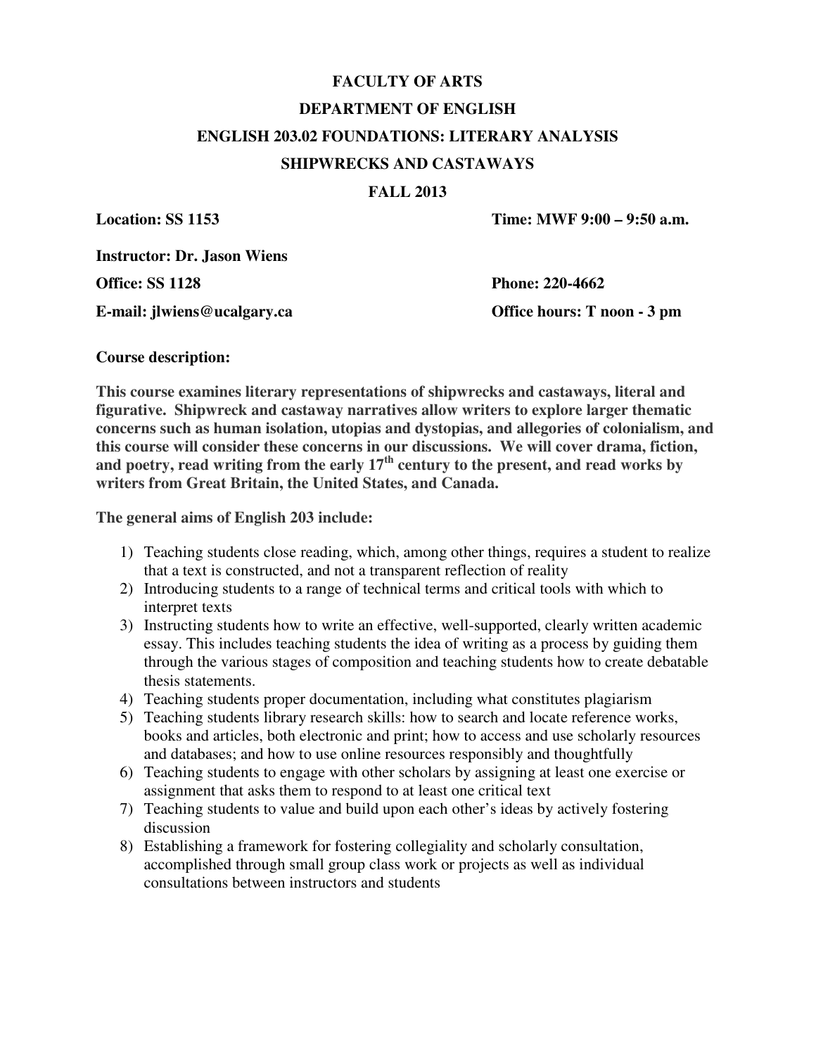# FACULTY OF ARTS

## DEPARTMENT OF ENGLISH

## ENGLISH 203.02 FOUNDATIONS: LITERARY ANALYSIS

## SHIPWRECKS AND CASTAWAYS

## FALL 2013

**Location: SS 1153** **Time: MWF 9:00 – 9:50 a.m.**

**Instructor: Dr. Jason Wiens**

**Office: SS 1128** **Phone: 220-4662**

**E-mail: jlwiens@ucalgary.ca** **Office hours: T noon - 3 pm**

**Course description:**

**This course examines literary representations of shipwrecks and castaways, literal and figurative. Shipwreck and castaway narratives allow writers to explore larger thematic concerns such as human isolation, utopias and dystopias, and allegories of colonialism, and this course will consider these concerns in our discussions. We will cover drama, fiction, and poetry, read writing from the early 17th century to the present, and read works by writers from Great Britain, the United States, and Canada.**

**The general aims of English 203 include:**

1) Teaching students close reading, which, among other things, requires a student to realize that a text is constructed, and not a transparent reflection of reality
2) Introducing students to a range of technical terms and critical tools with which to interpret texts
3) Instructing students how to write an effective, well-supported, clearly written academic essay. This includes teaching students the idea of writing as a process by guiding them through the various stages of composition and teaching students how to create debatable thesis statements.
4) Teaching students proper documentation, including what constitutes plagiarism
5) Teaching students library research skills: how to search and locate reference works, books and articles, both electronic and print; how to access and use scholarly resources and databases; and how to use online resources responsibly and thoughtfully
6) Teaching students to engage with other scholars by assigning at least one exercise or assignment that asks them to respond to at least one critical text
7) Teaching students to value and build upon each other's ideas by actively fostering discussion
8) Establishing a framework for fostering collegiality and scholarly consultation, accomplished through small group class work or projects as well as individual consultations between instructors and students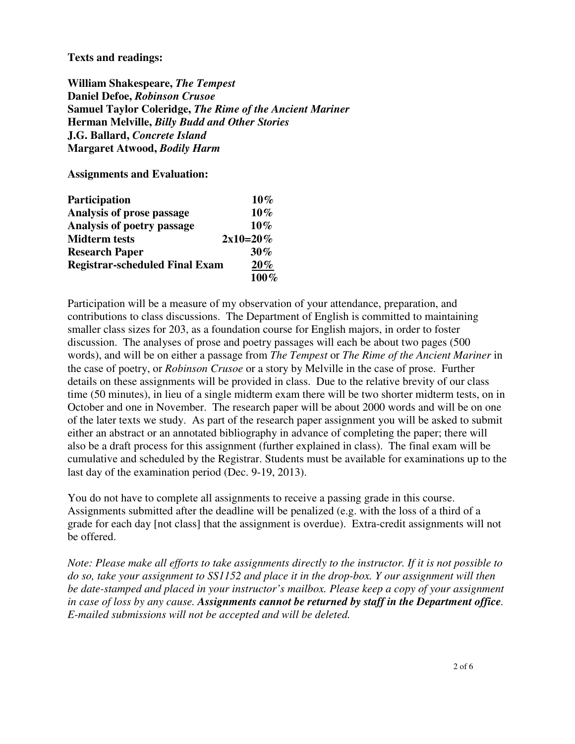**Texts and readings:**

**William Shakespeare, *The Tempest***
**Daniel Defoe, *Robinson Crusoe***
**Samuel Taylor Coleridge, *The Rime of the Ancient Mariner***
**Herman Melville, *Billy Budd and Other Stories***
**J.G. Ballard, *Concrete Island***
**Margaret Atwood, *Bodily Harm***

**Assignments and Evaluation:**

| | |
|---|---|
| **Participation** | **10%** |
| **Analysis of prose passage** | **10%** |
| **Analysis of poetry passage** | **10%** |
| **Midterm tests** | **2x10=20%** |
| **Research Paper** | **30%** |
| **Registrar-scheduled Final Exam** | **20%** |
| | **100%** |

Participation will be a measure of my observation of your attendance, preparation, and contributions to class discussions. The Department of English is committed to maintaining smaller class sizes for 203, as a foundation course for English majors, in order to foster discussion. The analyses of prose and poetry passages will each be about two pages (500 words), and will be on either a passage from *The Tempest* or *The Rime of the Ancient Mariner* in the case of poetry, or *Robinson Crusoe* or a story by Melville in the case of prose. Further details on these assignments will be provided in class. Due to the relative brevity of our class time (50 minutes), in lieu of a single midterm exam there will be two shorter midterm tests, on in October and one in November. The research paper will be about 2000 words and will be on one of the later texts we study. As part of the research paper assignment you will be asked to submit either an abstract or an annotated bibliography in advance of completing the paper; there will also be a draft process for this assignment (further explained in class). The final exam will be cumulative and scheduled by the Registrar. Students must be available for examinations up to the last day of the examination period (Dec. 9-19, 2013).

You do not have to complete all assignments to receive a passing grade in this course. Assignments submitted after the deadline will be penalized (e.g. with the loss of a third of a grade for each day [not class] that the assignment is overdue). Extra-credit assignments will not be offered.

*Note: Please make all efforts to take assignments directly to the instructor. If it is not possible to do so, take your assignment to SS1152 and place it in the drop-box. Y our assignment will then be date-stamped and placed in your instructor's mailbox. Please keep a copy of your assignment in case of loss by any cause.* ***Assignments cannot be returned by staff in the Department office****. E-mailed submissions will not be accepted and will be deleted.*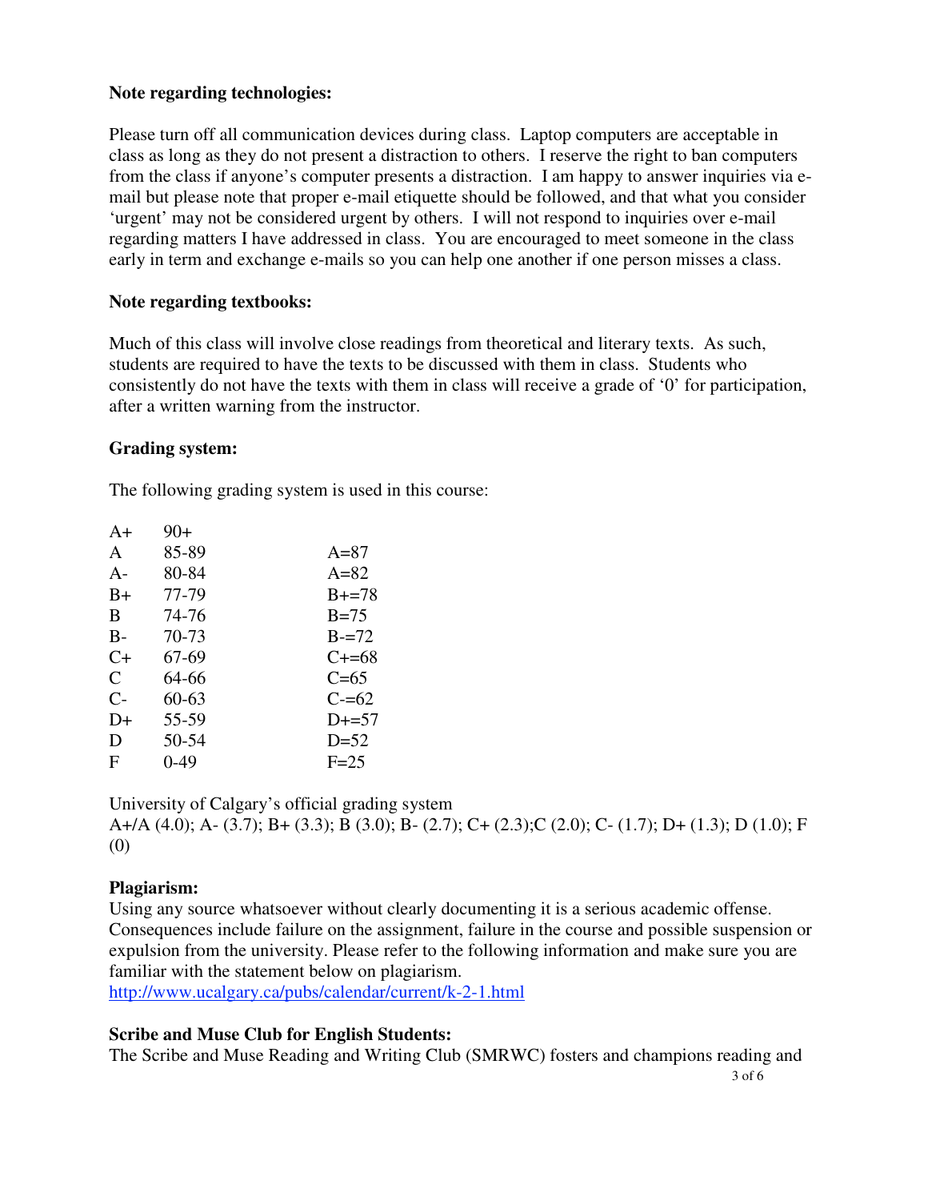**Note regarding technologies:**

Please turn off all communication devices during class. Laptop computers are acceptable in class as long as they do not present a distraction to others. I reserve the right to ban computers from the class if anyone's computer presents a distraction. I am happy to answer inquiries via e-mail but please note that proper e-mail etiquette should be followed, and that what you consider 'urgent' may not be considered urgent by others. I will not respond to inquiries over e-mail regarding matters I have addressed in class. You are encouraged to meet someone in the class early in term and exchange e-mails so you can help one another if one person misses a class.

**Note regarding textbooks:**

Much of this class will involve close readings from theoretical and literary texts. As such, students are required to have the texts to be discussed with them in class. Students who consistently do not have the texts with them in class will receive a grade of '0' for participation, after a written warning from the instructor.

**Grading system:**

The following grading system is used in this course:

| | | |
|---|---|---|
| A+ | 90+ | |
| A | 85-89 | A=87 |
| A- | 80-84 | A=82 |
| B+ | 77-79 | B+=78 |
| B | 74-76 | B=75 |
| B- | 70-73 | B-=72 |
| C+ | 67-69 | C+=68 |
| C | 64-66 | C=65 |
| C- | 60-63 | C-=62 |
| D+ | 55-59 | D+=57 |
| D | 50-54 | D=52 |
| F | 0-49 | F=25 |

University of Calgary's official grading system
A+/A (4.0); A- (3.7); B+ (3.3); B (3.0); B- (2.7); C+ (2.3);C (2.0); C- (1.7); D+ (1.3); D (1.0); F (0)

**Plagiarism:**
Using any source whatsoever without clearly documenting it is a serious academic offense. Consequences include failure on the assignment, failure in the course and possible suspension or expulsion from the university. Please refer to the following information and make sure you are familiar with the statement below on plagiarism.
http://www.ucalgary.ca/pubs/calendar/current/k-2-1.html

**Scribe and Muse Club for English Students:**
The Scribe and Muse Reading and Writing Club (SMRWC) fosters and champions reading and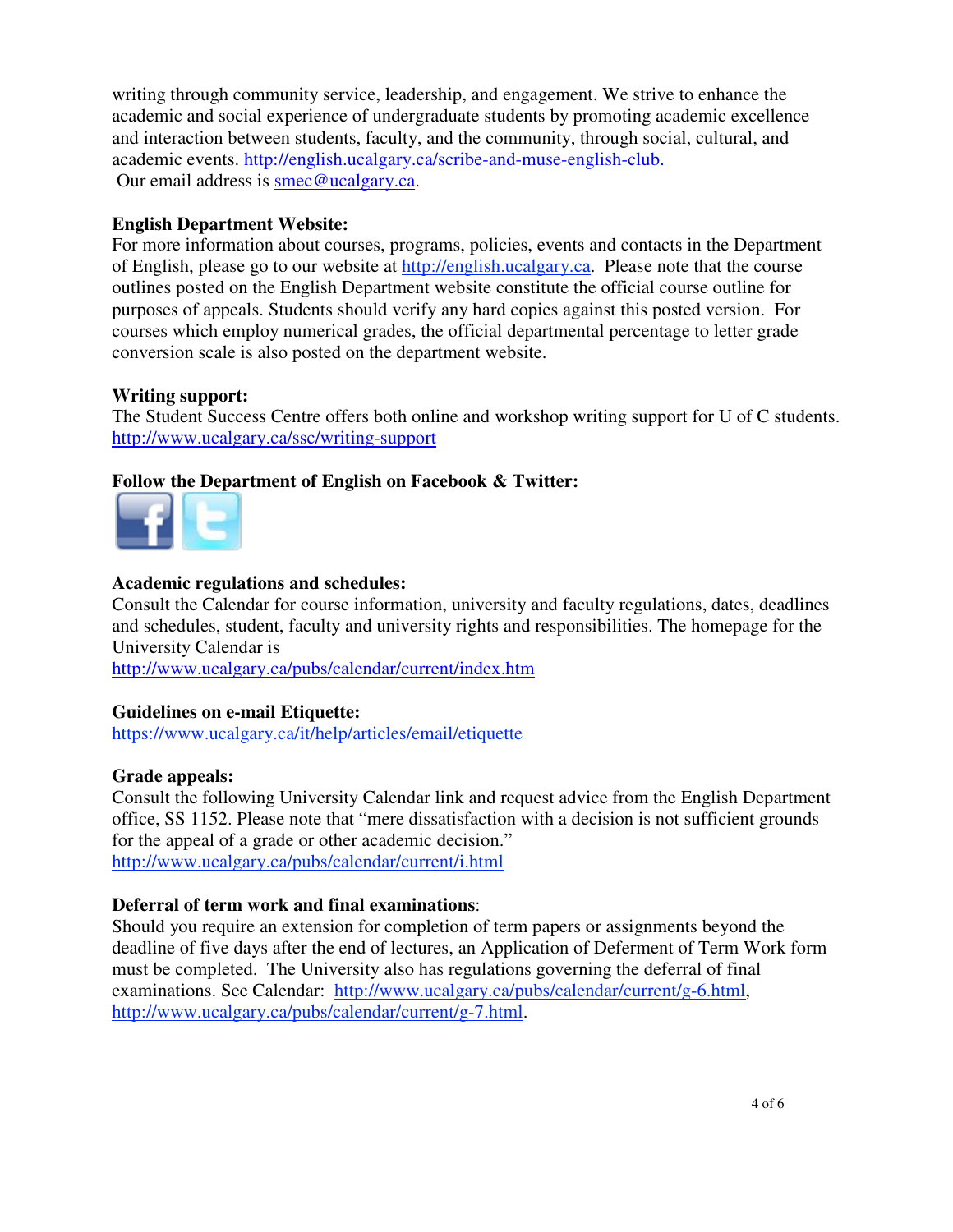writing through community service, leadership, and engagement. We strive to enhance the academic and social experience of undergraduate students by promoting academic excellence and interaction between students, faculty, and the community, through social, cultural, and academic events. http://english.ucalgary.ca/scribe-and-muse-english-club.
Our email address is smec@ucalgary.ca.

**English Department Website:**
For more information about courses, programs, policies, events and contacts in the Department of English, please go to our website at http://english.ucalgary.ca. Please note that the course outlines posted on the English Department website constitute the official course outline for purposes of appeals. Students should verify any hard copies against this posted version. For courses which employ numerical grades, the official departmental percentage to letter grade conversion scale is also posted on the department website.

**Writing support:**
The Student Success Centre offers both online and workshop writing support for U of C students.
http://www.ucalgary.ca/ssc/writing-support

**Follow the Department of English on Facebook & Twitter:**

**Academic regulations and schedules:**
Consult the Calendar for course information, university and faculty regulations, dates, deadlines and schedules, student, faculty and university rights and responsibilities. The homepage for the University Calendar is
http://www.ucalgary.ca/pubs/calendar/current/index.htm

**Guidelines on e-mail Etiquette:**
https://www.ucalgary.ca/it/help/articles/email/etiquette

**Grade appeals:**
Consult the following University Calendar link and request advice from the English Department office, SS 1152. Please note that "mere dissatisfaction with a decision is not sufficient grounds for the appeal of a grade or other academic decision."
http://www.ucalgary.ca/pubs/calendar/current/i.html

**Deferral of term work and final examinations**:
Should you require an extension for completion of term papers or assignments beyond the deadline of five days after the end of lectures, an Application of Deferment of Term Work form must be completed. The University also has regulations governing the deferral of final examinations. See Calendar: http://www.ucalgary.ca/pubs/calendar/current/g-6.html, http://www.ucalgary.ca/pubs/calendar/current/g-7.html.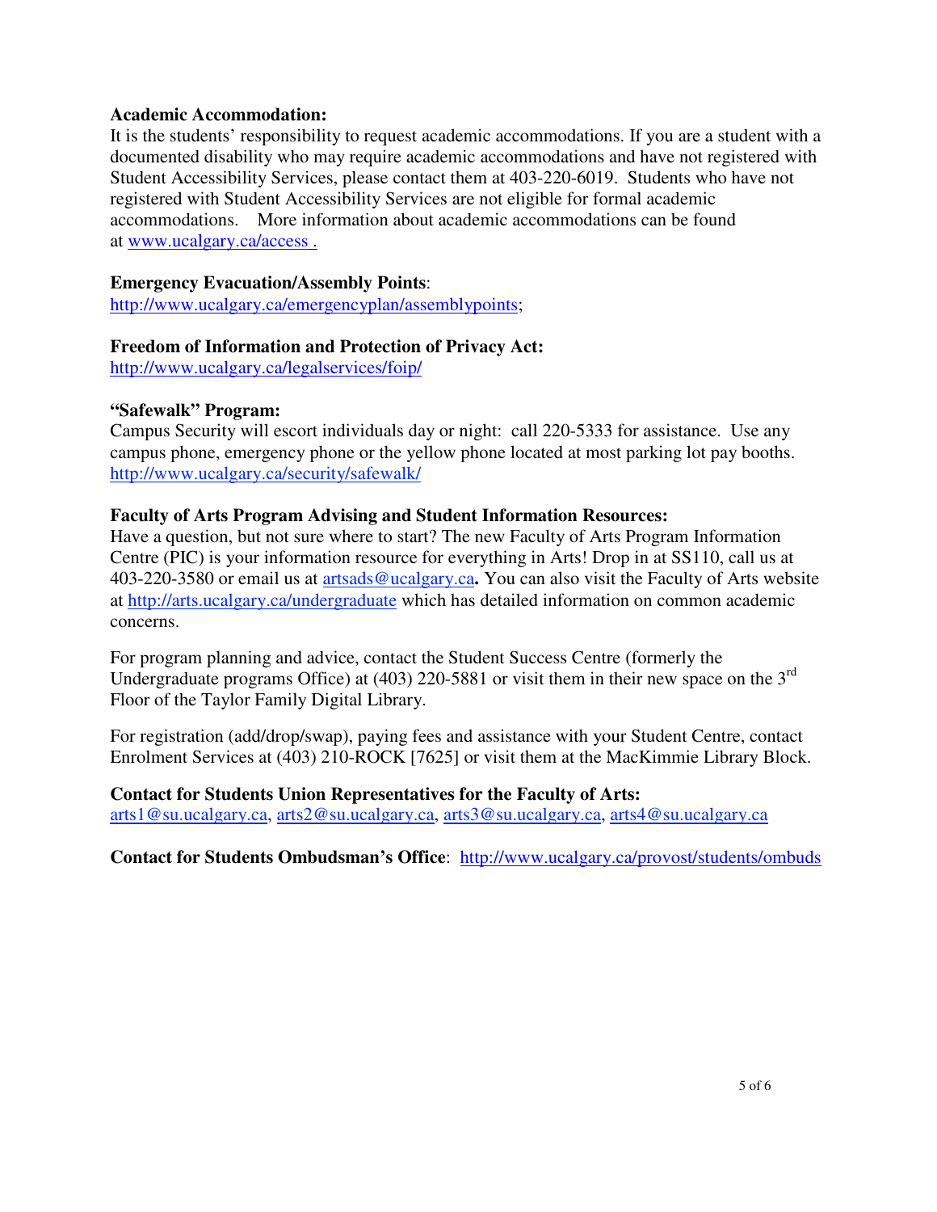**Academic Accommodation:**
It is the students' responsibility to request academic accommodations. If you are a student with a documented disability who may require academic accommodations and have not registered with Student Accessibility Services, please contact them at 403-220-6019. Students who have not registered with Student Accessibility Services are not eligible for formal academic accommodations. More information about academic accommodations can be found at www.ucalgary.ca/access .

**Emergency Evacuation/Assembly Points**:
http://www.ucalgary.ca/emergencyplan/assemblypoints;

**Freedom of Information and Protection of Privacy Act:**
http://www.ucalgary.ca/legalservices/foip/

**"Safewalk" Program:**
Campus Security will escort individuals day or night: call 220-5333 for assistance. Use any campus phone, emergency phone or the yellow phone located at most parking lot pay booths.
http://www.ucalgary.ca/security/safewalk/

**Faculty of Arts Program Advising and Student Information Resources:**
Have a question, but not sure where to start? The new Faculty of Arts Program Information Centre (PIC) is your information resource for everything in Arts! Drop in at SS110, call us at 403-220-3580 or email us at artsads@ucalgary.ca**.** You can also visit the Faculty of Arts website at http://arts.ucalgary.ca/undergraduate which has detailed information on common academic concerns.

For program planning and advice, contact the Student Success Centre (formerly the Undergraduate programs Office) at (403) 220-5881 or visit them in their new space on the 3rd Floor of the Taylor Family Digital Library.

For registration (add/drop/swap), paying fees and assistance with your Student Centre, contact Enrolment Services at (403) 210-ROCK [7625] or visit them at the MacKimmie Library Block.

**Contact for Students Union Representatives for the Faculty of Arts:**
arts1@su.ucalgary.ca, arts2@su.ucalgary.ca, arts3@su.ucalgary.ca, arts4@su.ucalgary.ca

**Contact for Students Ombudsman's Office**: http://www.ucalgary.ca/provost/students/ombuds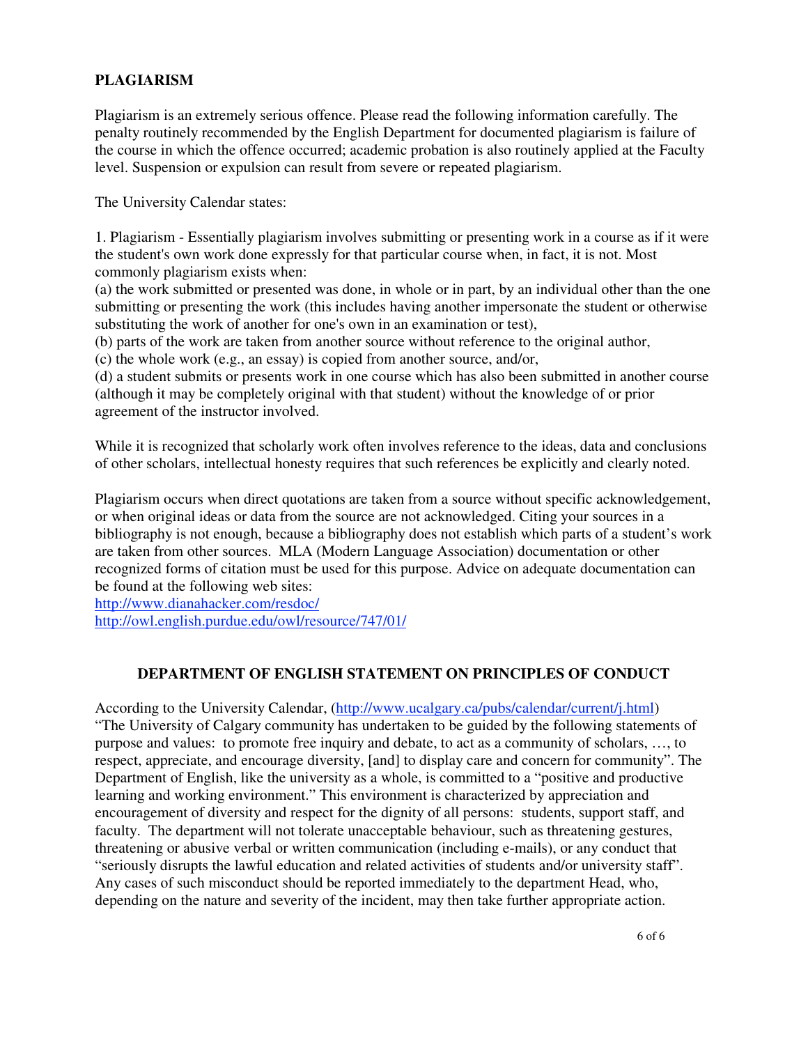## PLAGIARISM

Plagiarism is an extremely serious offence. Please read the following information carefully. The penalty routinely recommended by the English Department for documented plagiarism is failure of the course in which the offence occurred; academic probation is also routinely applied at the Faculty level. Suspension or expulsion can result from severe or repeated plagiarism.

The University Calendar states:

1. Plagiarism - Essentially plagiarism involves submitting or presenting work in a course as if it were the student's own work done expressly for that particular course when, in fact, it is not. Most commonly plagiarism exists when:
(a) the work submitted or presented was done, in whole or in part, by an individual other than the one submitting or presenting the work (this includes having another impersonate the student or otherwise substituting the work of another for one's own in an examination or test),
(b) parts of the work are taken from another source without reference to the original author,
(c) the whole work (e.g., an essay) is copied from another source, and/or,
(d) a student submits or presents work in one course which has also been submitted in another course (although it may be completely original with that student) without the knowledge of or prior agreement of the instructor involved.

While it is recognized that scholarly work often involves reference to the ideas, data and conclusions of other scholars, intellectual honesty requires that such references be explicitly and clearly noted.

Plagiarism occurs when direct quotations are taken from a source without specific acknowledgement, or when original ideas or data from the source are not acknowledged. Citing your sources in a bibliography is not enough, because a bibliography does not establish which parts of a student's work are taken from other sources. MLA (Modern Language Association) documentation or other recognized forms of citation must be used for this purpose. Advice on adequate documentation can be found at the following web sites:
http://www.dianahacker.com/resdoc/
http://owl.english.purdue.edu/owl/resource/747/01/

## DEPARTMENT OF ENGLISH STATEMENT ON PRINCIPLES OF CONDUCT

According to the University Calendar, (http://www.ucalgary.ca/pubs/calendar/current/j.html) "The University of Calgary community has undertaken to be guided by the following statements of purpose and values: to promote free inquiry and debate, to act as a community of scholars, …, to respect, appreciate, and encourage diversity, [and] to display care and concern for community". The Department of English, like the university as a whole, is committed to a "positive and productive learning and working environment." This environment is characterized by appreciation and encouragement of diversity and respect for the dignity of all persons: students, support staff, and faculty. The department will not tolerate unacceptable behaviour, such as threatening gestures, threatening or abusive verbal or written communication (including e-mails), or any conduct that "seriously disrupts the lawful education and related activities of students and/or university staff". Any cases of such misconduct should be reported immediately to the department Head, who, depending on the nature and severity of the incident, may then take further appropriate action.